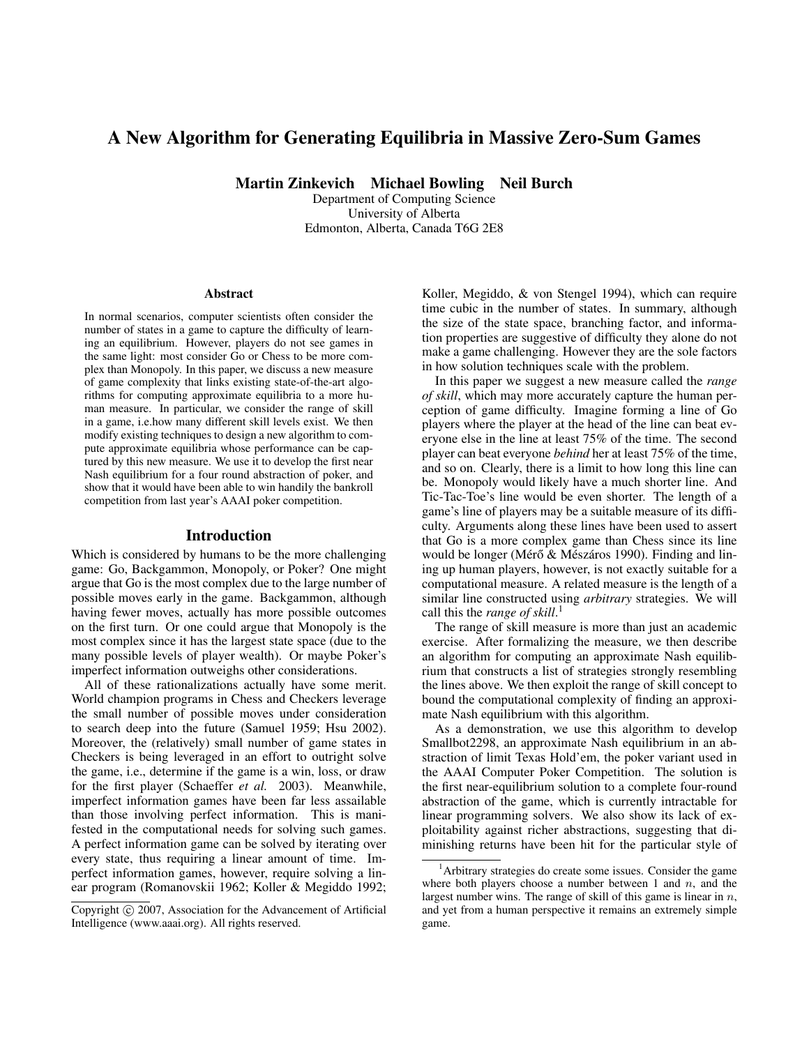# A New Algorithm for Generating Equilibria in Massive Zero-Sum Games

**Martin Zinkevich    Michael Bowling    Neil Burch**

Department of Computing Science
University of Alberta
Edmonton, Alberta, Canada T6G 2E8

### Abstract

In normal scenarios, computer scientists often consider the number of states in a game to capture the difficulty of learning an equilibrium. However, players do not see games in the same light: most consider Go or Chess to be more complex than Monopoly. In this paper, we discuss a new measure of game complexity that links existing state-of-the-art algorithms for computing approximate equilibria to a more human measure. In particular, we consider the range of skill in a game, i.e.how many different skill levels exist. We then modify existing techniques to design a new algorithm to compute approximate equilibria whose performance can be captured by this new measure. We use it to develop the first near Nash equilibrium for a four round abstraction of poker, and show that it would have been able to win handily the bankroll competition from last year's AAAI poker competition.

## Introduction

Which is considered by humans to be the more challenging game: Go, Backgammon, Monopoly, or Poker? One might argue that Go is the most complex due to the large number of possible moves early in the game. Backgammon, although having fewer moves, actually has more possible outcomes on the first turn. Or one could argue that Monopoly is the most complex since it has the largest state space (due to the many possible levels of player wealth). Or maybe Poker's imperfect information outweighs other considerations.

All of these rationalizations actually have some merit. World champion programs in Chess and Checkers leverage the small number of possible moves under consideration to search deep into the future (Samuel 1959; Hsu 2002). Moreover, the (relatively) small number of game states in Checkers is being leveraged in an effort to outright solve the game, i.e., determine if the game is a win, loss, or draw for the first player (Schaeffer *et al.* 2003). Meanwhile, imperfect information games have been far less assailable than those involving perfect information. This is manifested in the computational needs for solving such games. A perfect information game can be solved by iterating over every state, thus requiring a linear amount of time. Imperfect information games, however, require solving a linear program (Romanovskii 1962; Koller & Megiddo 1992; Koller, Megiddo, & von Stengel 1994), which can require time cubic in the number of states. In summary, although the size of the state space, branching factor, and information properties are suggestive of difficulty they alone do not make a game challenging. However they are the sole factors in how solution techniques scale with the problem.

In this paper we suggest a new measure called the *range of skill*, which may more accurately capture the human perception of game difficulty. Imagine forming a line of Go players where the player at the head of the line can beat everyone else in the line at least 75% of the time. The second player can beat everyone *behind* her at least 75% of the time, and so on. Clearly, there is a limit to how long this line can be. Monopoly would likely have a much shorter line. And Tic-Tac-Toe's line would be even shorter. The length of a game's line of players may be a suitable measure of its difficulty. Arguments along these lines have been used to assert that Go is a more complex game than Chess since its line would be longer (Mérő & Mészáros 1990). Finding and lining up human players, however, is not exactly suitable for a computational measure. A related measure is the length of a similar line constructed using *arbitrary* strategies. We will call this the *range of skill*.[1]

The range of skill measure is more than just an academic exercise. After formalizing the measure, we then describe an algorithm for computing an approximate Nash equilibrium that constructs a list of strategies strongly resembling the lines above. We then exploit the range of skill concept to bound the computational complexity of finding an approximate Nash equilibrium with this algorithm.

As a demonstration, we use this algorithm to develop Smallbot2298, an approximate Nash equilibrium in an abstraction of limit Texas Hold'em, the poker variant used in the AAAI Computer Poker Competition. The solution is the first near-equilibrium solution to a complete four-round abstraction of the game, which is currently intractable for linear programming solvers. We also show its lack of exploitability against richer abstractions, suggesting that diminishing returns have been hit for the particular style of

[1] Arbitrary strategies do create some issues. Consider the game where both players choose a number between 1 and $n$, and the largest number wins. The range of skill of this game is linear in $n$, and yet from a human perspective it remains an extremely simple game.

Copyright © 2007, Association for the Advancement of Artificial Intelligence (www.aaai.org). All rights reserved.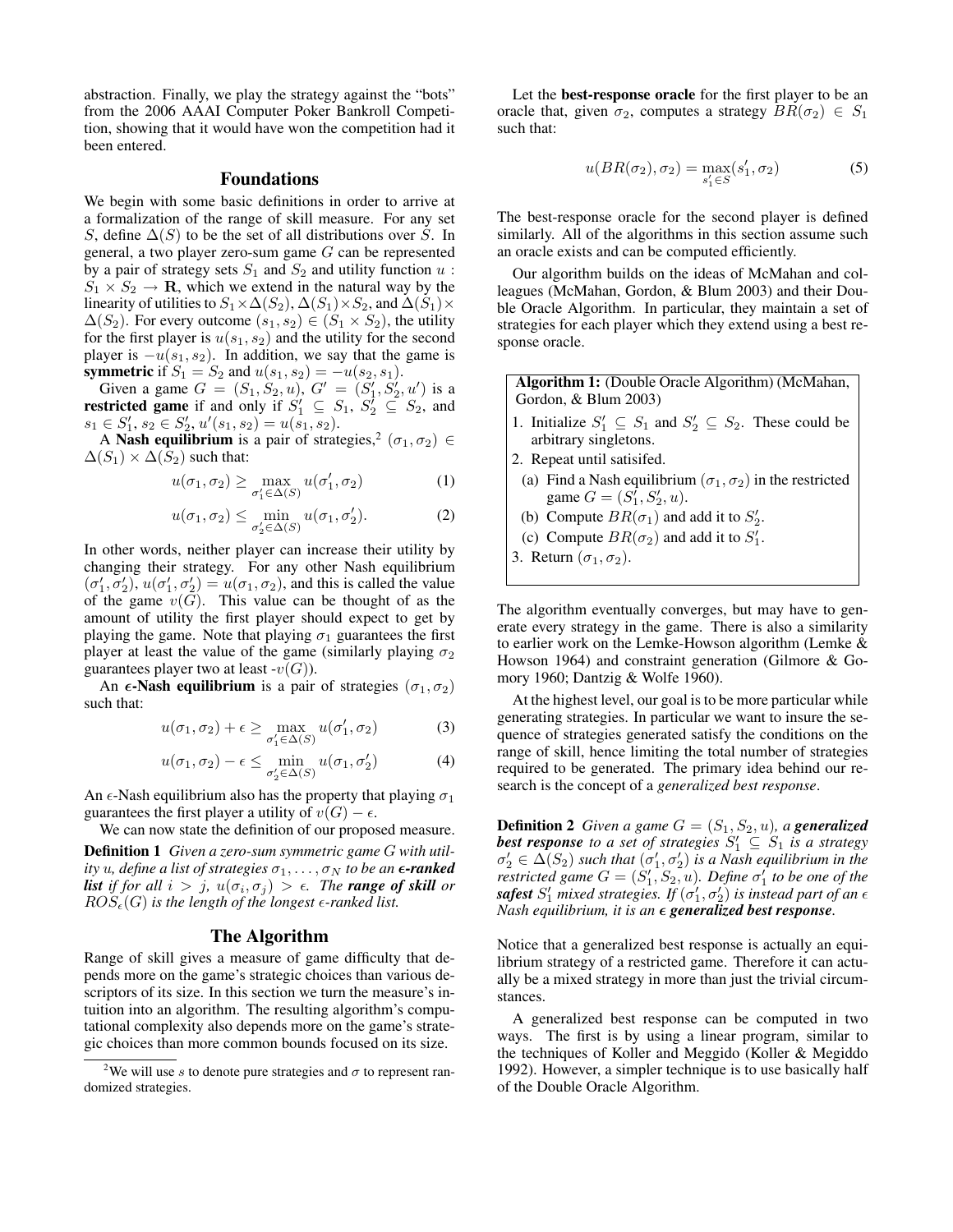abstraction. Finally, we play the strategy against the "bots" from the 2006 AAAI Computer Poker Bankroll Competition, showing that it would have won the competition had it been entered.

## Foundations

We begin with some basic definitions in order to arrive at a formalization of the range of skill measure. For any set $S$, define $\Delta(S)$ to be the set of all distributions over $S$. In general, a two player zero-sum game $G$ can be represented by a pair of strategy sets $S_1$ and $S_2$ and utility function $u : S_1 \times S_2 \to \mathbf{R}$, which we extend in the natural way by the linearity of utilities to $S_1 \times \Delta(S_2)$, $\Delta(S_1) \times S_2$, and $\Delta(S_1) \times \Delta(S_2)$. For every outcome $(s_1, s_2) \in (S_1 \times S_2)$, the utility for the first player is $u(s_1, s_2)$ and the utility for the second player is $-u(s_1, s_2)$. In addition, we say that the game is **symmetric** if $S_1 = S_2$ and $u(s_1, s_2) = -u(s_2, s_1)$.

Given a game $G = (S_1, S_2, u)$, $G' = (S_1', S_2', u')$ is a **restricted game** if and only if $S_1' \subseteq S_1$, $S_2' \subseteq S_2$, and $s_1 \in S_1', s_2 \in S_2', u'(s_1, s_2) = u(s_1, s_2)$.

A **Nash equilibrium** is a pair of strategies,[2] $(\sigma_1, \sigma_2) \in \Delta(S_1) \times \Delta(S_2)$ such that:

$$u(\sigma_1, \sigma_2) \geq \max_{\sigma_1' \in \Delta(S)} u(\sigma_1', \sigma_2) \quad (1)$$

$$u(\sigma_1, \sigma_2) \leq \min_{\sigma_2' \in \Delta(S)} u(\sigma_1, \sigma_2'). \quad (2)$$

In other words, neither player can increase their utility by changing their strategy. For any other Nash equilibrium $(\sigma_1', \sigma_2')$, $u(\sigma_1', \sigma_2') = u(\sigma_1, \sigma_2)$, and this is called the value of the game $v(G)$. This value can be thought of as the amount of utility the first player should expect to get by playing the game. Note that playing $\sigma_1$ guarantees the first player at least the value of the game (similarly playing $\sigma_2$ guarantees player two at least $-v(G)$).

An **$\epsilon$-Nash equilibrium** is a pair of strategies $(\sigma_1, \sigma_2)$ such that:

$$u(\sigma_1, \sigma_2) + \epsilon \geq \max_{\sigma_1' \in \Delta(S)} u(\sigma_1', \sigma_2) \quad (3)$$

$$u(\sigma_1, \sigma_2) - \epsilon \leq \min_{\sigma_2' \in \Delta(S)} u(\sigma_1, \sigma_2') \quad (4)$$

An $\epsilon$-Nash equilibrium also has the property that playing $\sigma_1$ guarantees the first player a utility of $v(G) - \epsilon$.

We can now state the definition of our proposed measure.

**Definition 1** *Given a zero-sum symmetric game $G$ with utility $u$, define a list of strategies $\sigma_1, \ldots, \sigma_N$ to be an **$\epsilon$-ranked list** if for all $i > j$, $u(\sigma_i, \sigma_j) > \epsilon$. The **range of skill** or $ROS_\epsilon(G)$ is the length of the longest $\epsilon$-ranked list.*

## The Algorithm

Range of skill gives a measure of game difficulty that depends more on the game's strategic choices than various descriptors of its size. In this section we turn the measure's intuition into an algorithm. The resulting algorithm's computational complexity also depends more on the game's strategic choices than more common bounds focused on its size.

[2] We will use $s$ to denote pure strategies and $\sigma$ to represent randomized strategies.

Let the **best-response oracle** for the first player to be an oracle that, given $\sigma_2$, computes a strategy $BR(\sigma_2) \in S_1$ such that:

$$u(BR(\sigma_2), \sigma_2) = \max_{s_1' \in S}(s_1', \sigma_2) \quad (5)$$

The best-response oracle for the second player is defined similarly. All of the algorithms in this section assume such an oracle exists and can be computed efficiently.

Our algorithm builds on the ideas of McMahan and colleagues (McMahan, Gordon, & Blum 2003) and their Double Oracle Algorithm. In particular, they maintain a set of strategies for each player which they extend using a best response oracle.

**Algorithm 1:** (Double Oracle Algorithm) (McMahan, Gordon, & Blum 2003)

1. Initialize $S_1' \subseteq S_1$ and $S_2' \subseteq S_2$. These could be arbitrary singletons.
2. Repeat until satisifed.
   (a) Find a Nash equilibrium $(\sigma_1, \sigma_2)$ in the restricted game $G = (S_1', S_2', u)$.
   (b) Compute $BR(\sigma_1)$ and add it to $S_2'$.
   (c) Compute $BR(\sigma_2)$ and add it to $S_1'$.
3. Return $(\sigma_1, \sigma_2)$.

The algorithm eventually converges, but may have to generate every strategy in the game. There is also a similarity to earlier work on the Lemke-Howson algorithm (Lemke & Howson 1964) and constraint generation (Gilmore & Gomory 1960; Dantzig & Wolfe 1960).

At the highest level, our goal is to be more particular while generating strategies. In particular we want to insure the sequence of strategies generated satisfy the conditions on the range of skill, hence limiting the total number of strategies required to be generated. The primary idea behind our research is the concept of a *generalized best response*.

**Definition 2** *Given a game $G = (S_1, S_2, u)$, a **generalized best response** to a set of strategies $S_1' \subseteq S_1$ is a strategy $\sigma_2' \in \Delta(S_2)$ such that $(\sigma_1', \sigma_2')$ is a Nash equilibrium in the restricted game $G = (S_1', S_2, u)$. Define $\sigma_1'$ to be one of the **safest** $S_1'$ mixed strategies. If $(\sigma_1', \sigma_2')$ is instead part of an $\epsilon$ Nash equilibrium, it is an **$\epsilon$ generalized best response**.*

Notice that a generalized best response is actually an equilibrium strategy of a restricted game. Therefore it can actually be a mixed strategy in more than just the trivial circumstances.

A generalized best response can be computed in two ways. The first is by using a linear program, similar to the techniques of Koller and Meggido (Koller & Megiddo 1992). However, a simpler technique is to use basically half of the Double Oracle Algorithm.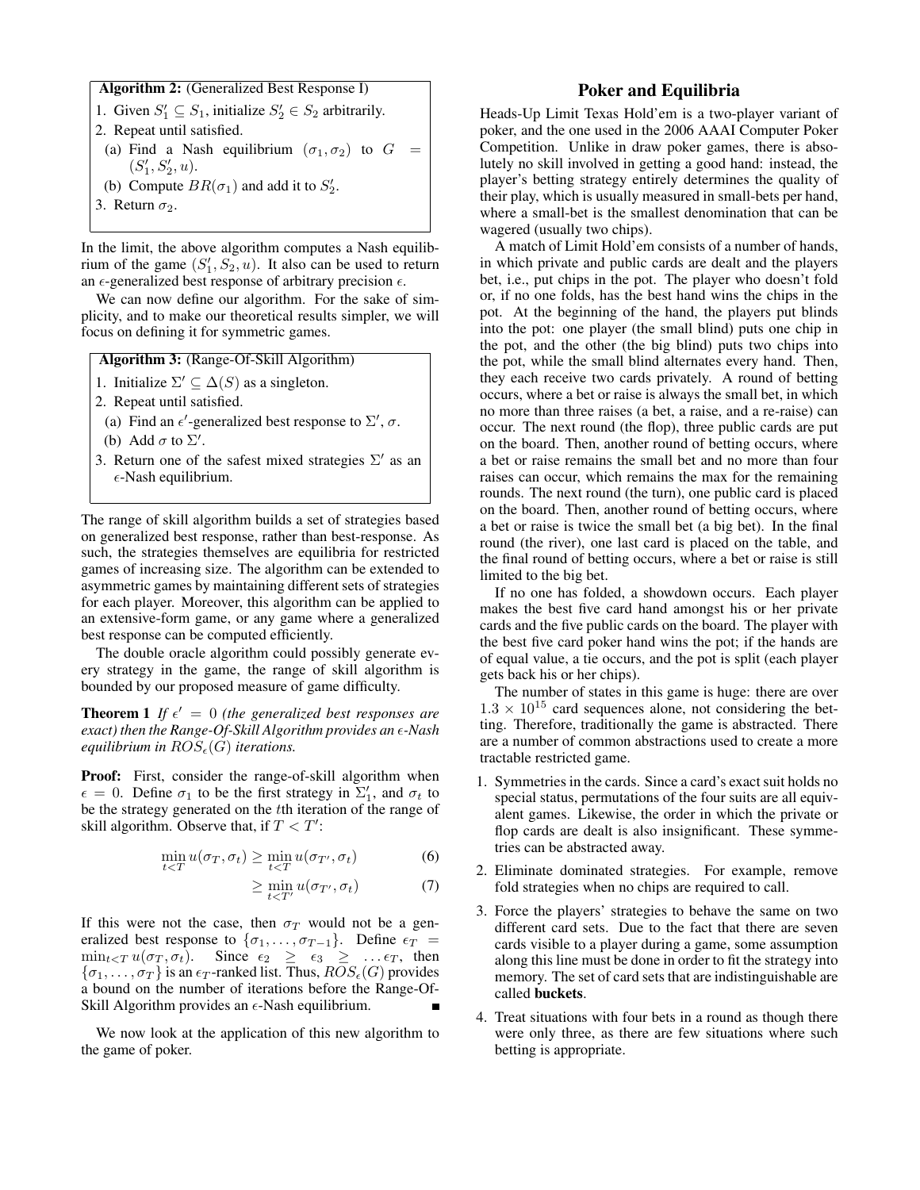**Algorithm 2:** (Generalized Best Response I)

1. Given $S_1' \subseteq S_1$, initialize $S_2' \in S_2$ arbitrarily.
2. Repeat until satisfied.
   (a) Find a Nash equilibrium $(\sigma_1, \sigma_2)$ to $G = (S_1', S_2', u)$.
   (b) Compute $BR(\sigma_1)$ and add it to $S_2'$.
3. Return $\sigma_2$.

In the limit, the above algorithm computes a Nash equilibrium of the game $(S_1', S_2, u)$. It also can be used to return an $\epsilon$-generalized best response of arbitrary precision $\epsilon$.

We can now define our algorithm. For the sake of simplicity, and to make our theoretical results simpler, we will focus on defining it for symmetric games.

**Algorithm 3:** (Range-Of-Skill Algorithm)

1. Initialize $\Sigma' \subseteq \Delta(S)$ as a singleton.
2. Repeat until satisfied.
   (a) Find an $\epsilon'$-generalized best response to $\Sigma'$, $\sigma$.
   (b) Add $\sigma$ to $\Sigma'$.
3. Return one of the safest mixed strategies $\Sigma'$ as an $\epsilon$-Nash equilibrium.

The range of skill algorithm builds a set of strategies based on generalized best response, rather than best-response. As such, the strategies themselves are equilibria for restricted games of increasing size. The algorithm can be extended to asymmetric games by maintaining different sets of strategies for each player. Moreover, this algorithm can be applied to an extensive-form game, or any game where a generalized best response can be computed efficiently.

The double oracle algorithm could possibly generate every strategy in the game, the range of skill algorithm is bounded by our proposed measure of game difficulty.

**Theorem 1** *If $\epsilon' = 0$ (the generalized best responses are exact) then the Range-Of-Skill Algorithm provides an $\epsilon$-Nash equilibrium in $ROS_\epsilon(G)$ iterations.*

**Proof:** First, consider the range-of-skill algorithm when $\epsilon = 0$. Define $\sigma_1$ to be the first strategy in $\Sigma_1'$, and $\sigma_t$ to be the strategy generated on the $t$th iteration of the range of skill algorithm. Observe that, if $T < T'$:

$$\min_{t<T} u(\sigma_T, \sigma_t) \geq \min_{t<T} u(\sigma_{T'}, \sigma_t) \quad (6)$$

$$\geq \min_{t<T'} u(\sigma_{T'}, \sigma_t) \quad (7)$$

If this were not the case, then $\sigma_T$ would not be a generalized best response to $\{\sigma_1, \ldots, \sigma_{T-1}\}$. Define $\epsilon_T = \min_{t<T} u(\sigma_T, \sigma_t)$. Since $\epsilon_2 \geq \epsilon_3 \geq \ldots \epsilon_T$, then $\{\sigma_1, \ldots, \sigma_T\}$ is an $\epsilon_T$-ranked list. Thus, $ROS_\epsilon(G)$ provides a bound on the number of iterations before the Range-Of-Skill Algorithm provides an $\epsilon$-Nash equilibrium. ∎

We now look at the application of this new algorithm to the game of poker.

## Poker and Equilibria

Heads-Up Limit Texas Hold'em is a two-player variant of poker, and the one used in the 2006 AAAI Computer Poker Competition. Unlike in draw poker games, there is absolutely no skill involved in getting a good hand: instead, the player's betting strategy entirely determines the quality of their play, which is usually measured in small-bets per hand, where a small-bet is the smallest denomination that can be wagered (usually two chips).

A match of Limit Hold'em consists of a number of hands, in which private and public cards are dealt and the players bet, i.e., put chips in the pot. The player who doesn't fold or, if no one folds, has the best hand wins the chips in the pot. At the beginning of the hand, the players put blinds into the pot: one player (the small blind) puts one chip in the pot, and the other (the big blind) puts two chips into the pot, while the small blind alternates every hand. Then, they each receive two cards privately. A round of betting occurs, where a bet or raise is always the small bet, in which no more than three raises (a bet, a raise, and a re-raise) can occur. The next round (the flop), three public cards are put on the board. Then, another round of betting occurs, where a bet or raise remains the small bet and no more than four raises can occur, which remains the max for the remaining rounds. The next round (the turn), one public card is placed on the board. Then, another round of betting occurs, where a bet or raise is twice the small bet (a big bet). In the final round (the river), one last card is placed on the table, and the final round of betting occurs, where a bet or raise is still limited to the big bet.

If no one has folded, a showdown occurs. Each player makes the best five card hand amongst his or her private cards and the five public cards on the board. The player with the best five card poker hand wins the pot; if the hands are of equal value, a tie occurs, and the pot is split (each player gets back his or her chips).

The number of states in this game is huge: there are over $1.3 \times 10^{15}$ card sequences alone, not considering the betting. Therefore, traditionally the game is abstracted. There are a number of common abstractions used to create a more tractable restricted game.

1. Symmetries in the cards. Since a card's exact suit holds no special status, permutations of the four suits are all equivalent games. Likewise, the order in which the private or flop cards are dealt is also insignificant. These symmetries can be abstracted away.
2. Eliminate dominated strategies. For example, remove fold strategies when no chips are required to call.
3. Force the players' strategies to behave the same on two different card sets. Due to the fact that there are seven cards visible to a player during a game, some assumption along this line must be done in order to fit the strategy into memory. The set of card sets that are indistinguishable are called **buckets**.
4. Treat situations with four bets in a round as though there were only three, as there are few situations where such betting is appropriate.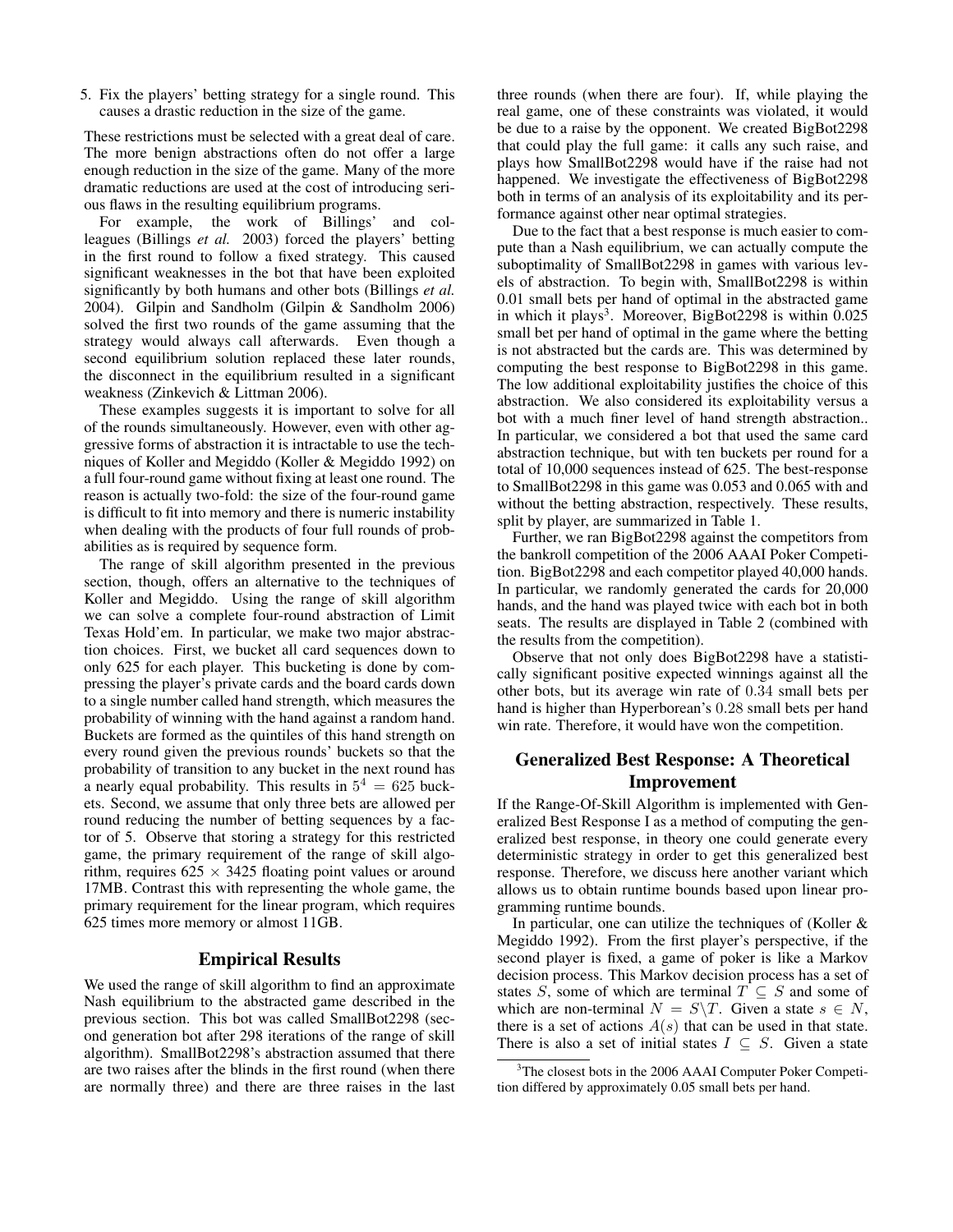5. Fix the players' betting strategy for a single round. This causes a drastic reduction in the size of the game.

These restrictions must be selected with a great deal of care. The more benign abstractions often do not offer a large enough reduction in the size of the game. Many of the more dramatic reductions are used at the cost of introducing serious flaws in the resulting equilibrium programs.

For example, the work of Billings' and colleagues (Billings *et al.* 2003) forced the players' betting in the first round to follow a fixed strategy. This caused significant weaknesses in the bot that have been exploited significantly by both humans and other bots (Billings *et al.* 2004). Gilpin and Sandholm (Gilpin & Sandholm 2006) solved the first two rounds of the game assuming that the strategy would always call afterwards. Even though a second equilibrium solution replaced these later rounds, the disconnect in the equilibrium resulted in a significant weakness (Zinkevich & Littman 2006).

These examples suggests it is important to solve for all of the rounds simultaneously. However, even with other aggressive forms of abstraction it is intractable to use the techniques of Koller and Megiddo (Koller & Megiddo 1992) on a full four-round game without fixing at least one round. The reason is actually two-fold: the size of the four-round game is difficult to fit into memory and there is numeric instability when dealing with the products of four full rounds of probabilities as is required by sequence form.

The range of skill algorithm presented in the previous section, though, offers an alternative to the techniques of Koller and Megiddo. Using the range of skill algorithm we can solve a complete four-round abstraction of Limit Texas Hold'em. In particular, we make two major abstraction choices. First, we bucket all card sequences down to only 625 for each player. This bucketing is done by compressing the player's private cards and the board cards down to a single number called hand strength, which measures the probability of winning with the hand against a random hand. Buckets are formed as the quintiles of this hand strength on every round given the previous rounds' buckets so that the probability of transition to any bucket in the next round has a nearly equal probability. This results in $5^4 = 625$ buckets. Second, we assume that only three bets are allowed per round reducing the number of betting sequences by a factor of 5. Observe that storing a strategy for this restricted game, the primary requirement of the range of skill algorithm, requires $625 \times 3425$ floating point values or around 17MB. Contrast this with representing the whole game, the primary requirement for the linear program, which requires 625 times more memory or almost 11GB.

## Empirical Results

We used the range of skill algorithm to find an approximate Nash equilibrium to the abstracted game described in the previous section. This bot was called SmallBot2298 (second generation bot after 298 iterations of the range of skill algorithm). SmallBot2298's abstraction assumed that there are two raises after the blinds in the first round (when there are normally three) and there are three raises in the last three rounds (when there are four). If, while playing the real game, one of these constraints was violated, it would be due to a raise by the opponent. We created BigBot2298 that could play the full game: it calls any such raise, and plays how SmallBot2298 would have if the raise had not happened. We investigate the effectiveness of BigBot2298 both in terms of an analysis of its exploitability and its performance against other near optimal strategies.

Due to the fact that a best response is much easier to compute than a Nash equilibrium, we can actually compute the suboptimality of SmallBot2298 in games with various levels of abstraction. To begin with, SmallBot2298 is within 0.01 small bets per hand of optimal in the abstracted game in which it plays[3]. Moreover, BigBot2298 is within 0.025 small bet per hand of optimal in the game where the betting is not abstracted but the cards are. This was determined by computing the best response to BigBot2298 in this game. The low additional exploitability justifies the choice of this abstraction. We also considered its exploitability versus a bot with a much finer level of hand strength abstraction.. In particular, we considered a bot that used the same card abstraction technique, but with ten buckets per round for a total of 10,000 sequences instead of 625. The best-response to SmallBot2298 in this game was 0.053 and 0.065 with and without the betting abstraction, respectively. These results, split by player, are summarized in Table 1.

Further, we ran BigBot2298 against the competitors from the bankroll competition of the 2006 AAAI Poker Competition. BigBot2298 and each competitor played 40,000 hands. In particular, we randomly generated the cards for 20,000 hands, and the hand was played twice with each bot in both seats. The results are displayed in Table 2 (combined with the results from the competition).

Observe that not only does BigBot2298 have a statistically significant positive expected winnings against all the other bots, but its average win rate of 0.34 small bets per hand is higher than Hyperborean's 0.28 small bets per hand win rate. Therefore, it would have won the competition.

## Generalized Best Response: A Theoretical Improvement

If the Range-Of-Skill Algorithm is implemented with Generalized Best Response I as a method of computing the generalized best response, in theory one could generate every deterministic strategy in order to get this generalized best response. Therefore, we discuss here another variant which allows us to obtain runtime bounds based upon linear programming runtime bounds.

In particular, one can utilize the techniques of (Koller & Megiddo 1992). From the first player's perspective, if the second player is fixed, a game of poker is like a Markov decision process. This Markov decision process has a set of states $S$, some of which are terminal $T \subseteq S$ and some of which are non-terminal $N = S \backslash T$. Given a state $s \in N$, there is a set of actions $A(s)$ that can be used in that state. There is also a set of initial states $I \subseteq S$. Given a state

[3]The closest bots in the 2006 AAAI Computer Poker Competition differed by approximately 0.05 small bets per hand.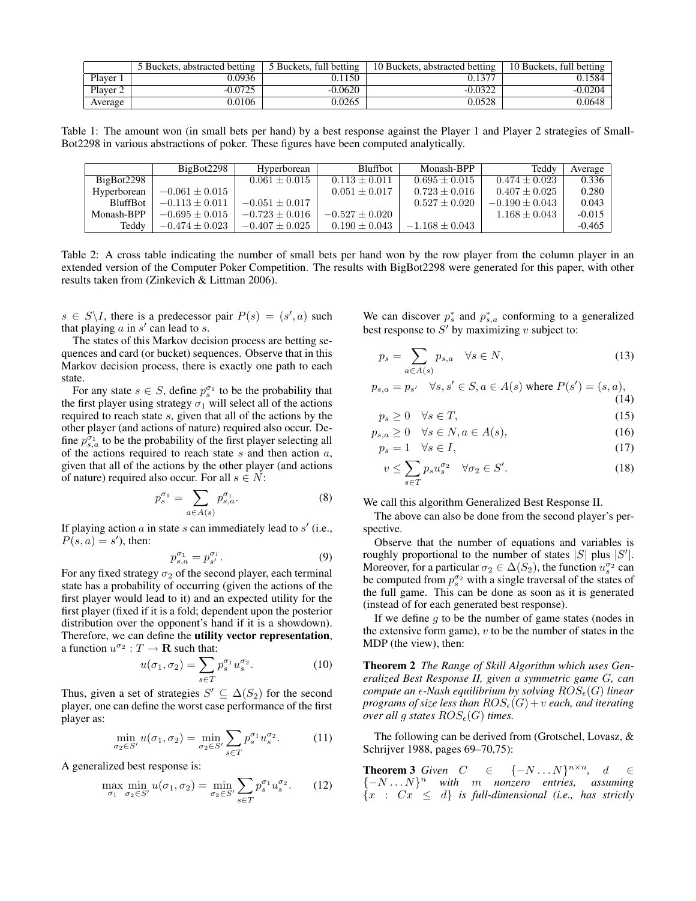| | 5 Buckets, abstracted betting | 5 Buckets, full betting | 10 Buckets, abstracted betting | 10 Buckets, full betting |
|---|---|---|---|---|
| Player 1 | 0.0936 | 0.1150 | 0.1377 | 0.1584 |
| Player 2 | -0.0725 | -0.0620 | -0.0322 | -0.0204 |
| Average | 0.0106 | 0.0265 | 0.0528 | 0.0648 |

Table 1: The amount won (in small bets per hand) by a best response against the Player 1 and Player 2 strategies of SmallBot2298 in various abstractions of poker. These figures have been computed analytically.

| | BigBot2298 | Hyperborean | Bluffbot | Monash-BPP | Teddy | Average |
|---|---|---|---|---|---|---|
| BigBot2298 | | $0.061 \pm 0.015$ | $0.113 \pm 0.011$ | $0.695 \pm 0.015$ | $0.474 \pm 0.023$ | 0.336 |
| Hyperborean | $-0.061 \pm 0.015$ | | $0.051 \pm 0.017$ | $0.723 \pm 0.016$ | $0.407 \pm 0.025$ | 0.280 |
| BluffBot | $-0.113 \pm 0.011$ | $-0.051 \pm 0.017$ | | $0.527 \pm 0.020$ | $-0.190 \pm 0.043$ | 0.043 |
| Monash-BPP | $-0.695 \pm 0.015$ | $-0.723 \pm 0.016$ | $-0.527 \pm 0.020$ | | $1.168 \pm 0.043$ | -0.015 |
| Teddy | $-0.474 \pm 0.023$ | $-0.407 \pm 0.025$ | $0.190 \pm 0.043$ | $-1.168 \pm 0.043$ | | -0.465 |

Table 2: A cross table indicating the number of small bets per hand won by the row player from the column player in an extended version of the Computer Poker Competition. The results with BigBot2298 were generated for this paper, with other results taken from (Zinkevich & Littman 2006).

$s \in S \backslash I$, there is a predecessor pair $P(s) = (s', a)$ such that playing $a$ in $s'$ can lead to $s$.

The states of this Markov decision process are betting sequences and card (or bucket) sequences. Observe that in this Markov decision process, there is exactly one path to each state.

For any state $s \in S$, define $p_s^{\sigma_1}$ to be the probability that the first player using strategy $\sigma_1$ will select all of the actions required to reach state $s$, given that all of the actions by the other player (and actions of nature) required also occur. Define $p_{s,a}^{\sigma_1}$ to be the probability of the first player selecting all of the actions required to reach state $s$ and then action $a$, given that all of the actions by the other player (and actions of nature) required also occur. For all $s \in N$:

$$p_s^{\sigma_1} = \sum_{a \in A(s)} p_{s,a}^{\sigma_1}. \tag{8}$$

If playing action $a$ in state $s$ can immediately lead to $s'$ (i.e., $P(s,a) = s'$), then:

$$p_{s,a}^{\sigma_1} = p_{s'}^{\sigma_1}. \tag{9}$$

For any fixed strategy $\sigma_2$ of the second player, each terminal state has a probability of occurring (given the actions of the first player would lead to it) and an expected utility for the first player (fixed if it is a fold; dependent upon the posterior distribution over the opponent's hand if it is a showdown). Therefore, we can define the **utility vector representation**, a function $u^{\sigma_2} : T \to \mathbf{R}$ such that:

$$u(\sigma_1, \sigma_2) = \sum_{s \in T} p_s^{\sigma_1} u_s^{\sigma_2}. \tag{10}$$

Thus, given a set of strategies $S' \subseteq \Delta(S_2)$ for the second player, one can define the worst case performance of the first player as:

$$\min_{\sigma_2 \in S'} u(\sigma_1, \sigma_2) = \min_{\sigma_2 \in S'} \sum_{s \in T} p_s^{\sigma_1} u_s^{\sigma_2}. \tag{11}$$

A generalized best response is:

$$\max_{\sigma_1} \min_{\sigma_2 \in S'} u(\sigma_1, \sigma_2) = \min_{\sigma_2 \in S'} \sum_{s \in T} p_s^{\sigma_1} u_s^{\sigma_2}. \tag{12}$$

We can discover $p_s^*$ and $p_{s,a}^*$ conforming to a generalized best response to $S'$ by maximizing $v$ subject to:

$$p_s = \sum_{a \in A(s)} p_{s,a} \quad \forall s \in N, \tag{13}$$

$$p_{s,a} = p_{s'} \quad \forall s, s' \in S, a \in A(s) \text{ where } P(s') = (s, a), \tag{14}$$

$$p_s \geq 0 \quad \forall s \in T, \tag{15}$$

$$p_{s,a} \geq 0 \quad \forall s \in N, a \in A(s), \tag{16}$$

$$p_s = 1 \quad \forall s \in I, \tag{17}$$

$$v \leq \sum_{s \in T} p_s u_s^{\sigma_2} \quad \forall \sigma_2 \in S'. \tag{18}$$

We call this algorithm Generalized Best Response II.

The above can also be done from the second player's perspective.

Observe that the number of equations and variables is roughly proportional to the number of states $|S|$ plus $|S'|$. Moreover, for a particular $\sigma_2 \in \Delta(S_2)$, the function $u_s^{\sigma_2}$ can be computed from $p_s^{\sigma_2}$ with a single traversal of the states of the full game. This can be done as soon as it is generated (instead of for each generated best response).

If we define $g$ to be the number of game states (nodes in the extensive form game), $v$ to be the number of states in the MDP (the view), then:

**Theorem 2** *The Range of Skill Algorithm which uses Generalized Best Response II, given a symmetric game $G$, can compute an $\epsilon$-Nash equilibrium by solving $ROS_\epsilon(G)$ linear programs of size less than $ROS_\epsilon(G) + v$ each, and iterating over all $g$ states $ROS_\epsilon(G)$ times.*

The following can be derived from (Grotschel, Lovasz, & Schrijver 1988, pages 69–70,75):

**Theorem 3** *Given $C \in \{-N \ldots N\}^{n \times n}$, $d \in \{-N \ldots N\}^n$ with $m$ nonzero entries, assuming $\{x : Cx \leq d\}$ is full-dimensional (i.e., has strictly*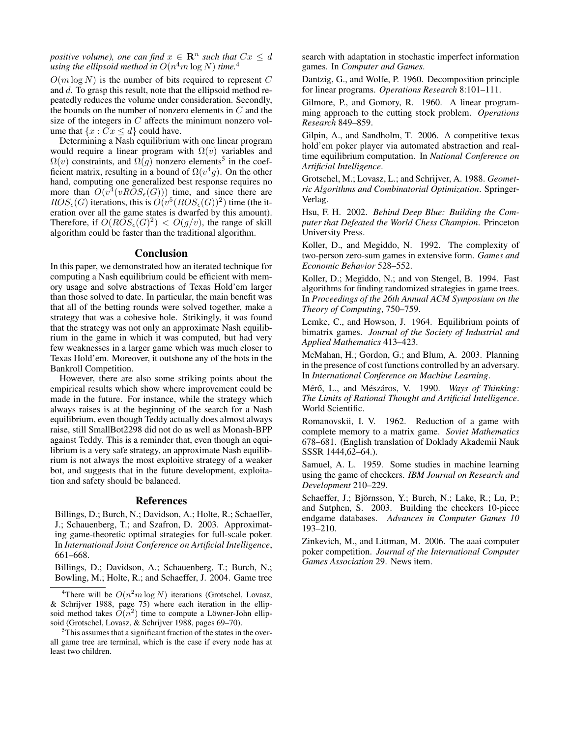*positive volume), one can find $x \in \mathbf{R}^n$ such that $Cx \leq d$ using the ellipsoid method in $O(n^4 m \log N)$ time.*[4]

$O(m \log N)$ is the number of bits required to represent $C$ and $d$. To grasp this result, note that the ellipsoid method repeatedly reduces the volume under consideration. Secondly, the bounds on the number of nonzero elements in $C$ and the size of the integers in $C$ affects the minimum nonzero volume that $\{x : Cx \leq d\}$ could have.

Determining a Nash equilibrium with one linear program would require a linear program with $\Omega(v)$ variables and $\Omega(v)$ constraints, and $\Omega(g)$ nonzero elements[5] in the coefficient matrix, resulting in a bound of $\Omega(v^4 g)$. On the other hand, computing one generalized best response requires no more than $O(v^4(vROS_\epsilon(G)))$ time, and since there are $ROS_\epsilon(G)$ iterations, this is $O(v^5(ROS_\epsilon(G))^2)$ time (the iteration over all the game states is dwarfed by this amount). Therefore, if $O(ROS_\epsilon(G)^2) < O(g/v)$, the range of skill algorithm could be faster than the traditional algorithm.

## Conclusion

In this paper, we demonstrated how an iterated technique for computing a Nash equilibrium could be efficient with memory usage and solve abstractions of Texas Hold'em larger than those solved to date. In particular, the main benefit was that all of the betting rounds were solved together, make a strategy that was a cohesive hole. Strikingly, it was found that the strategy was not only an approximate Nash equilibrium in the game in which it was computed, but had very few weaknesses in a larger game which was much closer to Texas Hold'em. Moreover, it outshone any of the bots in the Bankroll Competition.

However, there are also some striking points about the empirical results which show where improvement could be made in the future. For instance, while the strategy which always raises is at the beginning of the search for a Nash equilibrium, even though Teddy actually does almost always raise, still SmallBot2298 did not do as well as Monash-BPP against Teddy. This is a reminder that, even though an equilibrium is a very safe strategy, an approximate Nash equilibrium is not always the most exploitive strategy of a weaker bot, and suggests that in the future development, exploitation and safety should be balanced.

## References

Billings, D.; Burch, N.; Davidson, A.; Holte, R.; Schaeffer, J.; Schauenberg, T.; and Szafron, D. 2003. Approximating game-theoretic optimal strategies for full-scale poker. In *International Joint Conference on Artificial Intelligence*, 661–668.

Billings, D.; Davidson, A.; Schauenberg, T.; Burch, N.; Bowling, M.; Holte, R.; and Schaeffer, J. 2004. Game tree search with adaptation in stochastic imperfect information games. In *Computer and Games*.

Dantzig, G., and Wolfe, P. 1960. Decomposition principle for linear programs. *Operations Research* 8:101–111.

Gilmore, P., and Gomory, R. 1960. A linear programming approach to the cutting stock problem. *Operations Research* 849–859.

Gilpin, A., and Sandholm, T. 2006. A competitive texas hold'em poker player via automated abstraction and real-time equilibrium computation. In *National Conference on Artificial Intelligence*.

Grotschel, M.; Lovasz, L.; and Schrijver, A. 1988. *Geometric Algorithms and Combinatorial Optimization*. Springer-Verlag.

Hsu, F. H. 2002. *Behind Deep Blue: Building the Computer that Defeated the World Chess Champion*. Princeton University Press.

Koller, D., and Megiddo, N. 1992. The complexity of two-person zero-sum games in extensive form. *Games and Economic Behavior* 528–552.

Koller, D.; Megiddo, N.; and von Stengel, B. 1994. Fast algorithms for finding randomized strategies in game trees. In *Proceedings of the 26th Annual ACM Symposium on the Theory of Computing*, 750–759.

Lemke, C., and Howson, J. 1964. Equilibrium points of bimatrix games. *Journal of the Society of Industrial and Applied Mathematics* 413–423.

McMahan, H.; Gordon, G.; and Blum, A. 2003. Planning in the presence of cost functions controlled by an adversary. In *International Conference on Machine Learning*.

Mérő, L., and Mészáros, V. 1990. *Ways of Thinking: The Limits of Rational Thought and Artificial Intelligence*. World Scientific.

Romanovskii, I. V. 1962. Reduction of a game with complete memory to a matrix game. *Soviet Mathematics* 678–681. (English translation of Doklady Akademii Nauk SSSR 1444,62–64.).

Samuel, A. L. 1959. Some studies in machine learning using the game of checkers. *IBM Journal on Research and Development* 210–229.

Schaeffer, J.; Björnsson, Y.; Burch, N.; Lake, R.; Lu, P.; and Sutphen, S. 2003. Building the checkers 10-piece endgame databases. *Advances in Computer Games 10* 193–210.

Zinkevich, M., and Littman, M. 2006. The aaai computer poker competition. *Journal of the International Computer Games Association* 29. News item.

---

[4]There will be $O(n^2 m \log N)$ iterations (Grotschel, Lovasz, & Schrijver 1988, page 75) where each iteration in the ellipsoid method takes $O(n^2)$ time to compute a Löwner-John ellipsoid (Grotschel, Lovasz, & Schrijver 1988, pages 69–70).

[5]This assumes that a significant fraction of the states in the overall game tree are terminal, which is the case if every node has at least two children.